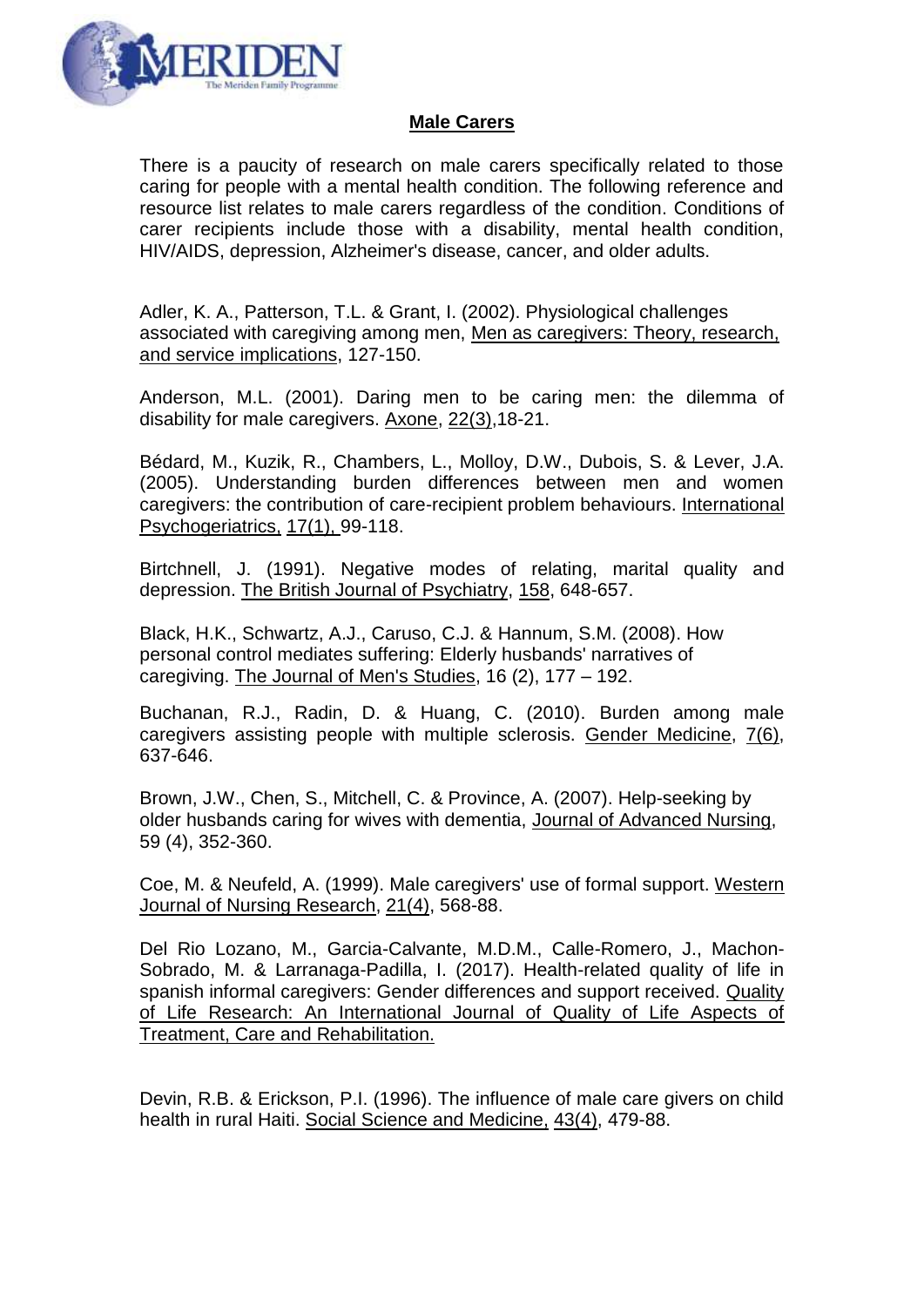## Male Carers

There is a paucity of research on male carers specifically related to those caring for people with a mental health condition. The following reference and resource list relates to male carers regardless of the condition. Conditions of carer recipients include those with a disability, mental health condition, HIV/AIDS, depression, Alzheimer's disease, cancer, and older adults.

Adler, K. A., Patterson, T.L. & Grant, I. (2002). Physiological challenges associated with caregiving among men, Men as caregivers: Theory, research, and service implications, 127-150.

Anderson, M.L. (2001). Daring men to be caring men: the dilemma of disability for male caregivers. Axone, 22(3),18-21.

Bédard, M., Kuzik, R., Chambers, L., Molloy, D.W., Dubois, S. & Lever, J.A. (2005). Understanding burden differences between men and women caregivers: the contribution of care-recipient problem behaviours. International Psychogeriatrics, 17(1), 99-118.

Birtchnell, J. (1991). Negative modes of relating, marital quality and depression. The British Journal of Psychiatry, 158, 648-657.

Black, H.K., Schwartz, A.J., Caruso, C.J. & Hannum, S.M. (2008). How personal control mediates suffering: Elderly husbands' narratives of caregiving. The Journal of Men's Studies, 16 (2), 177 – 192.

Buchanan, R.J., Radin, D. & Huang, C. (2010). Burden among male caregivers assisting people with multiple sclerosis. Gender Medicine, 7(6), 637-646.

Brown, J.W., Chen, S., Mitchell, C. & Province, A. (2007). Help-seeking by older husbands caring for wives with dementia, Journal of Advanced Nursing, 59 (4), 352-360.

Coe, M. & Neufeld, A. (1999). Male caregivers' use of formal support. Western Journal of Nursing Research, 21(4), 568-88.

Del Rio Lozano, M., Garcia-Calvante, M.D.M., Calle-Romero, J., Machon-Sobrado, M. & Larranaga-Padilla, I. (2017). Health-related quality of life in spanish informal caregivers: Gender differences and support received. Quality of Life Research: An International Journal of Quality of Life Aspects of Treatment, Care and Rehabilitation.

Devin, R.B. & Erickson, P.I. (1996). The influence of male care givers on child health in rural Haiti. Social Science and Medicine, 43(4), 479-88.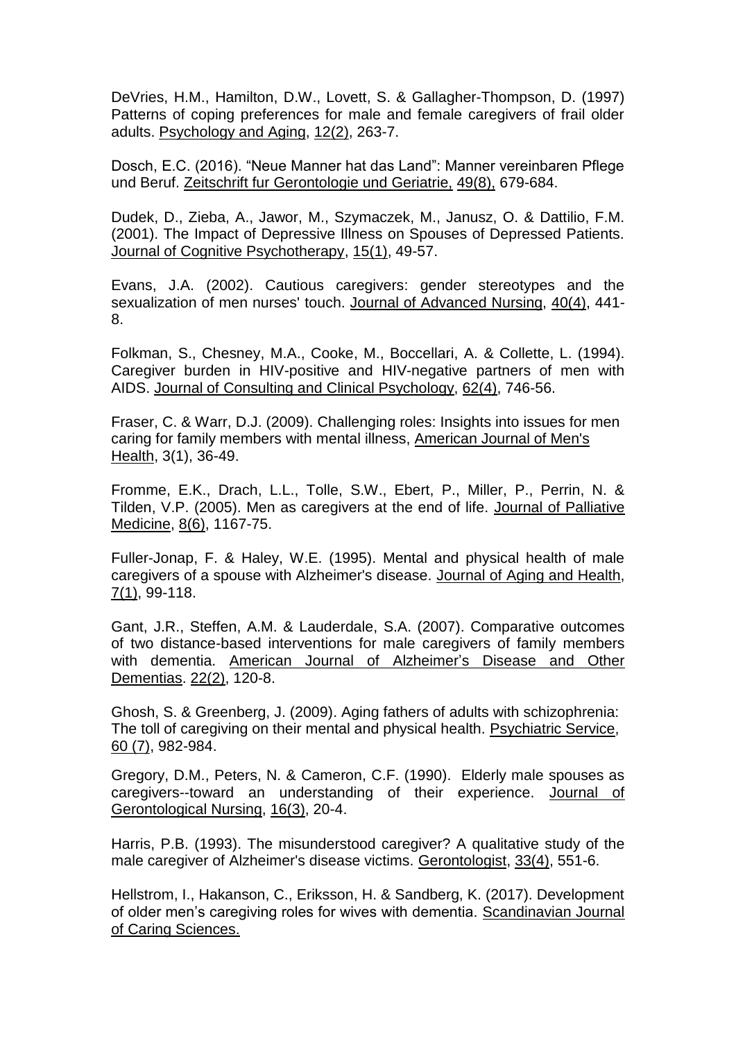DeVries, H.M., Hamilton, D.W., Lovett, S. & Gallagher-Thompson, D. (1997) Patterns of coping preferences for male and female caregivers of frail older adults. Psychology and Aging, 12(2), 263-7.

Dosch, E.C. (2016). "Neue Manner hat das Land": Manner vereinbaren Pflege und Beruf. Zeitschrift fur Gerontologie und Geriatrie, 49(8), 679-684.

Dudek, D., Zieba, A., Jawor, M., Szymaczek, M., Janusz, O. & Dattilio, F.M. (2001). The Impact of Depressive Illness on Spouses of Depressed Patients. Journal of Cognitive Psychotherapy, 15(1), 49-57.

Evans, J.A. (2002). Cautious caregivers: gender stereotypes and the sexualization of men nurses' touch. Journal of Advanced Nursing, 40(4), 441-8.

Folkman, S., Chesney, M.A., Cooke, M., Boccellari, A. & Collette, L. (1994). Caregiver burden in HIV-positive and HIV-negative partners of men with AIDS. Journal of Consulting and Clinical Psychology, 62(4), 746-56.

Fraser, C. & Warr, D.J. (2009). Challenging roles: Insights into issues for men caring for family members with mental illness, American Journal of Men's Health, 3(1), 36-49.

Fromme, E.K., Drach, L.L., Tolle, S.W., Ebert, P., Miller, P., Perrin, N. & Tilden, V.P. (2005). Men as caregivers at the end of life. Journal of Palliative Medicine, 8(6), 1167-75.

Fuller-Jonap, F. & Haley, W.E. (1995). Mental and physical health of male caregivers of a spouse with Alzheimer's disease. Journal of Aging and Health, 7(1), 99-118.

Gant, J.R., Steffen, A.M. & Lauderdale, S.A. (2007). Comparative outcomes of two distance-based interventions for male caregivers of family members with dementia. American Journal of Alzheimer's Disease and Other Dementias. 22(2), 120-8.

Ghosh, S. & Greenberg, J. (2009). Aging fathers of adults with schizophrenia: The toll of caregiving on their mental and physical health. Psychiatric Service, 60 (7), 982-984.

Gregory, D.M., Peters, N. & Cameron, C.F. (1990). Elderly male spouses as caregivers--toward an understanding of their experience. Journal of Gerontological Nursing, 16(3), 20-4.

Harris, P.B. (1993). The misunderstood caregiver? A qualitative study of the male caregiver of Alzheimer's disease victims. Gerontologist, 33(4), 551-6.

Hellstrom, I., Hakanson, C., Eriksson, H. & Sandberg, K. (2017). Development of older men's caregiving roles for wives with dementia. Scandinavian Journal of Caring Sciences.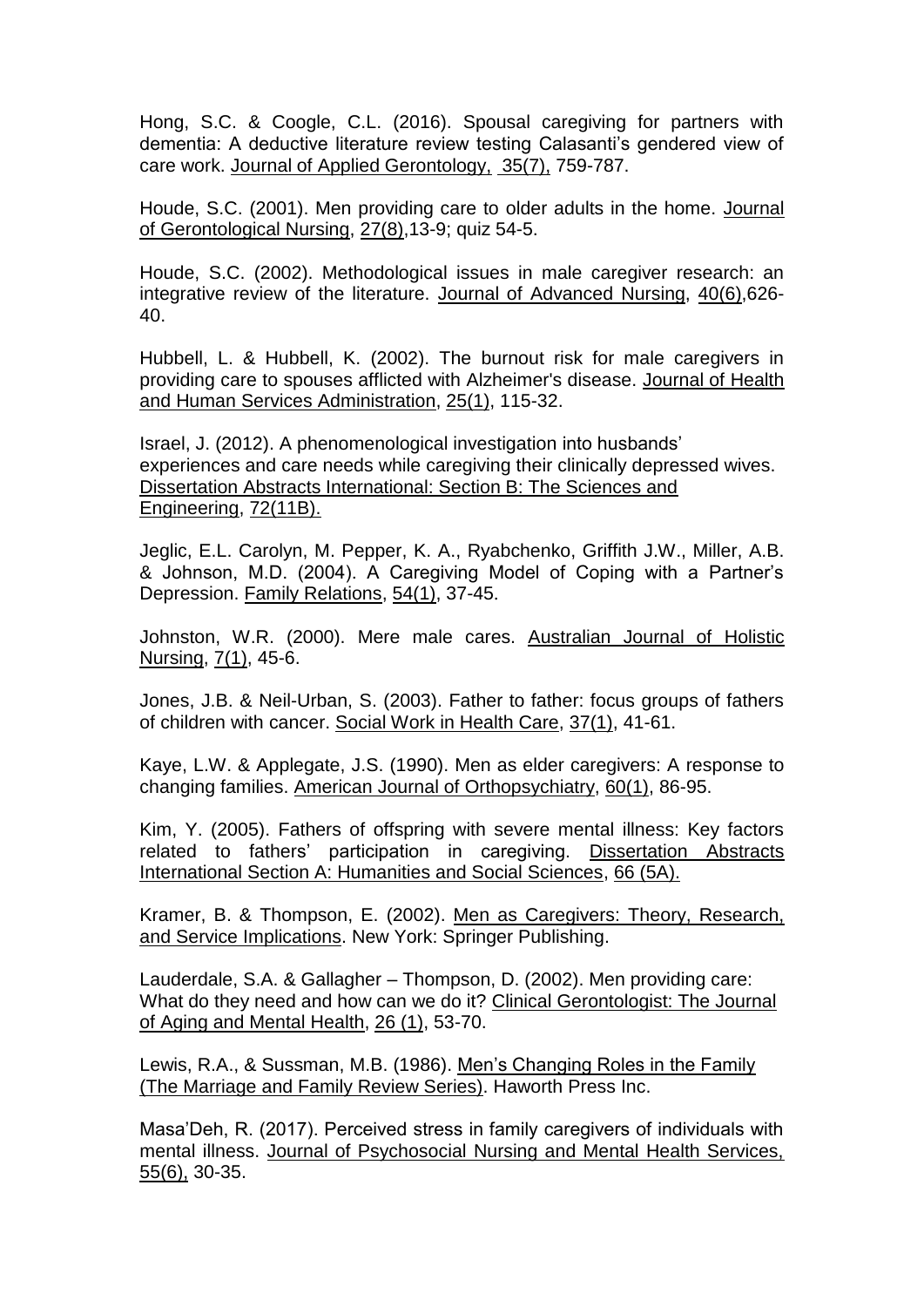Hong, S.C. & Coogle, C.L. (2016). Spousal caregiving for partners with dementia: A deductive literature review testing Calasanti's gendered view of care work. Journal of Applied Gerontology, 35(7), 759-787.

Houde, S.C. (2001). Men providing care to older adults in the home. Journal of Gerontological Nursing, 27(8),13-9; quiz 54-5.

Houde, S.C. (2002). Methodological issues in male caregiver research: an integrative review of the literature. Journal of Advanced Nursing, 40(6),626-40.

Hubbell, L. & Hubbell, K. (2002). The burnout risk for male caregivers in providing care to spouses afflicted with Alzheimer's disease. Journal of Health and Human Services Administration, 25(1), 115-32.

Israel, J. (2012). A phenomenological investigation into husbands' experiences and care needs while caregiving their clinically depressed wives. Dissertation Abstracts International: Section B: The Sciences and Engineering, 72(11B).

Jeglic, E.L. Carolyn, M. Pepper, K. A., Ryabchenko, Griffith J.W., Miller, A.B. & Johnson, M.D. (2004). A Caregiving Model of Coping with a Partner's Depression. Family Relations, 54(1), 37-45.

Johnston, W.R. (2000). Mere male cares. Australian Journal of Holistic Nursing, 7(1), 45-6.

Jones, J.B. & Neil-Urban, S. (2003). Father to father: focus groups of fathers of children with cancer. Social Work in Health Care, 37(1), 41-61.

Kaye, L.W. & Applegate, J.S. (1990). Men as elder caregivers: A response to changing families. American Journal of Orthopsychiatry, 60(1), 86-95.

Kim, Y. (2005). Fathers of offspring with severe mental illness: Key factors related to fathers' participation in caregiving. Dissertation Abstracts International Section A: Humanities and Social Sciences, 66 (5A).

Kramer, B. & Thompson, E. (2002). Men as Caregivers: Theory, Research, and Service Implications. New York: Springer Publishing.

Lauderdale, S.A. & Gallagher – Thompson, D. (2002). Men providing care: What do they need and how can we do it? Clinical Gerontologist: The Journal of Aging and Mental Health, 26 (1), 53-70.

Lewis, R.A., & Sussman, M.B. (1986). Men's Changing Roles in the Family (The Marriage and Family Review Series). Haworth Press Inc.

Masa'Deh, R. (2017). Perceived stress in family caregivers of individuals with mental illness. Journal of Psychosocial Nursing and Mental Health Services, 55(6), 30-35.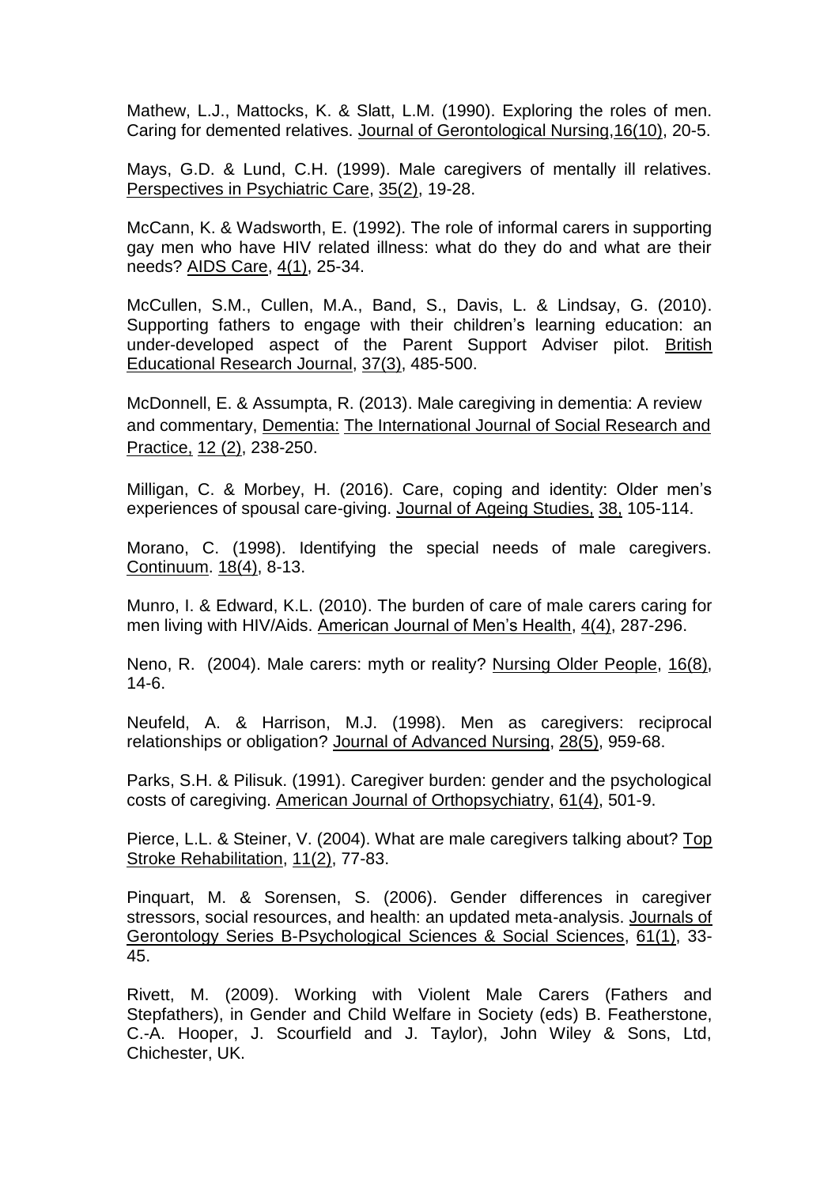Mathew, L.J., Mattocks, K. & Slatt, L.M. (1990). Exploring the roles of men. Caring for demented relatives. Journal of Gerontological Nursing,16(10), 20-5.

Mays, G.D. & Lund, C.H. (1999). Male caregivers of mentally ill relatives. Perspectives in Psychiatric Care, 35(2), 19-28.

McCann, K. & Wadsworth, E. (1992). The role of informal carers in supporting gay men who have HIV related illness: what do they do and what are their needs? AIDS Care, 4(1), 25-34.

McCullen, S.M., Cullen, M.A., Band, S., Davis, L. & Lindsay, G. (2010). Supporting fathers to engage with their children's learning education: an under-developed aspect of the Parent Support Adviser pilot. British Educational Research Journal, 37(3), 485-500.

McDonnell, E. & Assumpta, R. (2013). Male caregiving in dementia: A review and commentary, Dementia: The International Journal of Social Research and Practice, 12 (2), 238-250.

Milligan, C. & Morbey, H. (2016). Care, coping and identity: Older men's experiences of spousal care-giving. Journal of Ageing Studies, 38, 105-114.

Morano, C. (1998). Identifying the special needs of male caregivers. Continuum. 18(4), 8-13.

Munro, I. & Edward, K.L. (2010). The burden of care of male carers caring for men living with HIV/Aids. American Journal of Men's Health, 4(4), 287-296.

Neno, R. (2004). Male carers: myth or reality? Nursing Older People, 16(8), 14-6.

Neufeld, A. & Harrison, M.J. (1998). Men as caregivers: reciprocal relationships or obligation? Journal of Advanced Nursing, 28(5), 959-68.

Parks, S.H. & Pilisuk. (1991). Caregiver burden: gender and the psychological costs of caregiving. American Journal of Orthopsychiatry, 61(4), 501-9.

Pierce, L.L. & Steiner, V. (2004). What are male caregivers talking about? Top Stroke Rehabilitation, 11(2), 77-83.

Pinquart, M. & Sorensen, S. (2006). Gender differences in caregiver stressors, social resources, and health: an updated meta-analysis. Journals of Gerontology Series B-Psychological Sciences & Social Sciences, 61(1), 33-45.

Rivett, M. (2009). Working with Violent Male Carers (Fathers and Stepfathers), in Gender and Child Welfare in Society (eds) B. Featherstone, C.-A. Hooper, J. Scourfield and J. Taylor), John Wiley & Sons, Ltd, Chichester, UK.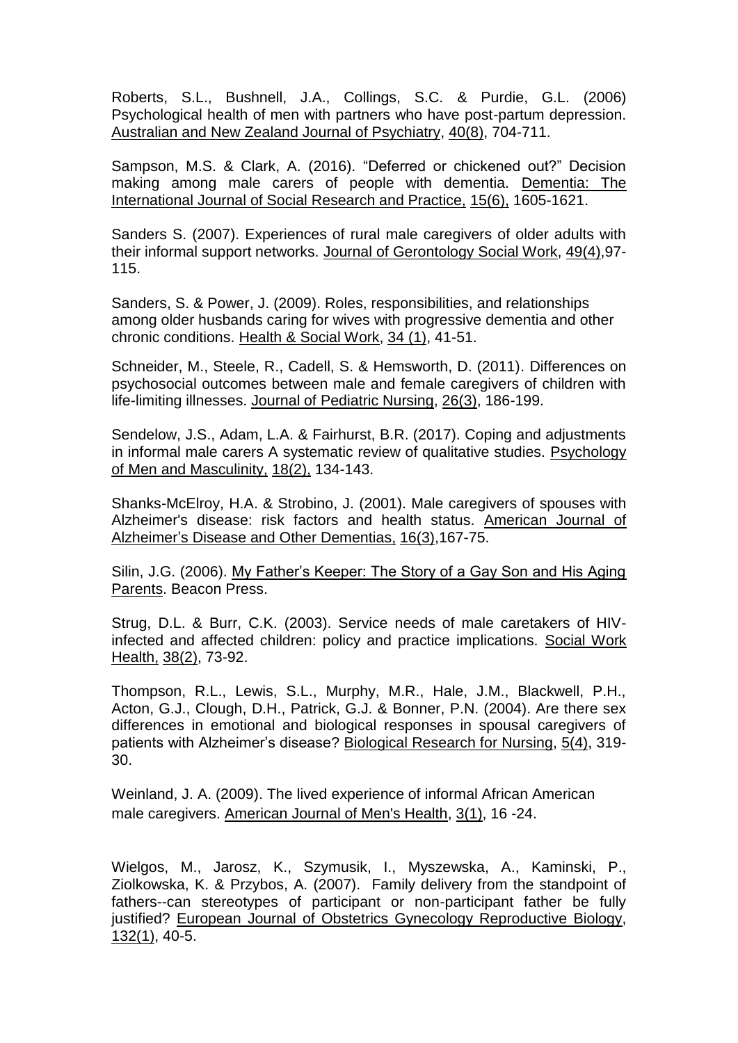Roberts, S.L., Bushnell, J.A., Collings, S.C. & Purdie, G.L. (2006) Psychological health of men with partners who have post-partum depression. Australian and New Zealand Journal of Psychiatry, 40(8), 704-711.

Sampson, M.S. & Clark, A. (2016). "Deferred or chickened out?" Decision making among male carers of people with dementia. Dementia: The International Journal of Social Research and Practice, 15(6), 1605-1621.

Sanders S. (2007). Experiences of rural male caregivers of older adults with their informal support networks. Journal of Gerontology Social Work, 49(4),97-115.

Sanders, S. & Power, J. (2009). Roles, responsibilities, and relationships among older husbands caring for wives with progressive dementia and other chronic conditions. Health & Social Work, 34 (1), 41-51.

Schneider, M., Steele, R., Cadell, S. & Hemsworth, D. (2011). Differences on psychosocial outcomes between male and female caregivers of children with life-limiting illnesses. Journal of Pediatric Nursing, 26(3), 186-199.

Sendelow, J.S., Adam, L.A. & Fairhurst, B.R. (2017). Coping and adjustments in informal male carers A systematic review of qualitative studies. Psychology of Men and Masculinity, 18(2), 134-143.

Shanks-McElroy, H.A. & Strobino, J. (2001). Male caregivers of spouses with Alzheimer's disease: risk factors and health status. American Journal of Alzheimer's Disease and Other Dementias, 16(3),167-75.

Silin, J.G. (2006). My Father's Keeper: The Story of a Gay Son and His Aging Parents. Beacon Press.

Strug, D.L. & Burr, C.K. (2003). Service needs of male caretakers of HIV-infected and affected children: policy and practice implications. Social Work Health, 38(2), 73-92.

Thompson, R.L., Lewis, S.L., Murphy, M.R., Hale, J.M., Blackwell, P.H., Acton, G.J., Clough, D.H., Patrick, G.J. & Bonner, P.N. (2004). Are there sex differences in emotional and biological responses in spousal caregivers of patients with Alzheimer's disease? Biological Research for Nursing, 5(4), 319-30.

Weinland, J. A. (2009). The lived experience of informal African American male caregivers. American Journal of Men's Health, 3(1), 16 -24.

Wielgos, M., Jarosz, K., Szymusik, I., Myszewska, A., Kaminski, P., Ziolkowska, K. & Przybos, A. (2007). Family delivery from the standpoint of fathers--can stereotypes of participant or non-participant father be fully justified? European Journal of Obstetrics Gynecology Reproductive Biology, 132(1), 40-5.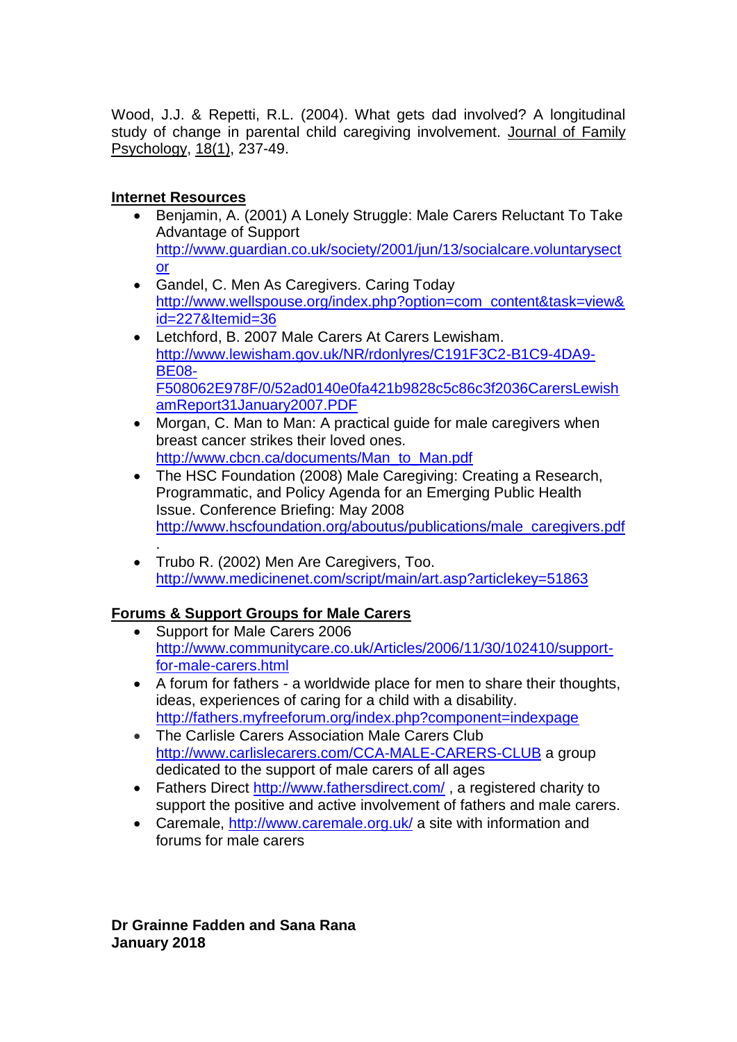Wood, J.J. & Repetti, R.L. (2004). What gets dad involved? A longitudinal study of change in parental child caregiving involvement. Journal of Family Psychology, 18(1), 237-49.

**Internet Resources**

- Benjamin, A. (2001) A Lonely Struggle: Male Carers Reluctant To Take Advantage of Support http://www.guardian.co.uk/society/2001/jun/13/socialcare.voluntarysector
- Gandel, C. Men As Caregivers. Caring Today http://www.wellspouse.org/index.php?option=com_content&task=view&id=227&Itemid=36
- Letchford, B. 2007 Male Carers At Carers Lewisham. http://www.lewisham.gov.uk/NR/rdonlyres/C191F3C2-B1C9-4DA9-BE08-F508062E978F/0/52ad0140e0fa421b9828c5c86c3f2036CarersLewishamReport31January2007.PDF
- Morgan, C. Man to Man: A practical guide for male caregivers when breast cancer strikes their loved ones. http://www.cbcn.ca/documents/Man_to_Man.pdf
- The HSC Foundation (2008) Male Caregiving: Creating a Research, Programmatic, and Policy Agenda for an Emerging Public Health Issue. Conference Briefing: May 2008 http://www.hscfoundation.org/aboutus/publications/male_caregivers.pdf .
- Trubo R. (2002) Men Are Caregivers, Too. http://www.medicinenet.com/script/main/art.asp?articlekey=51863

**Forums & Support Groups for Male Carers**

- Support for Male Carers 2006 http://www.communitycare.co.uk/Articles/2006/11/30/102410/support-for-male-carers.html
- A forum for fathers - a worldwide place for men to share their thoughts, ideas, experiences of caring for a child with a disability. http://fathers.myfreeforum.org/index.php?component=indexpage
- The Carlisle Carers Association Male Carers Club http://www.carlislecarers.com/CCA-MALE-CARERS-CLUB a group dedicated to the support of male carers of all ages
- Fathers Direct http://www.fathersdirect.com/ , a registered charity to support the positive and active involvement of fathers and male carers.
- Caremale, http://www.caremale.org.uk/ a site with information and forums for male carers

**Dr Grainne Fadden and Sana Rana**
**January 2018**